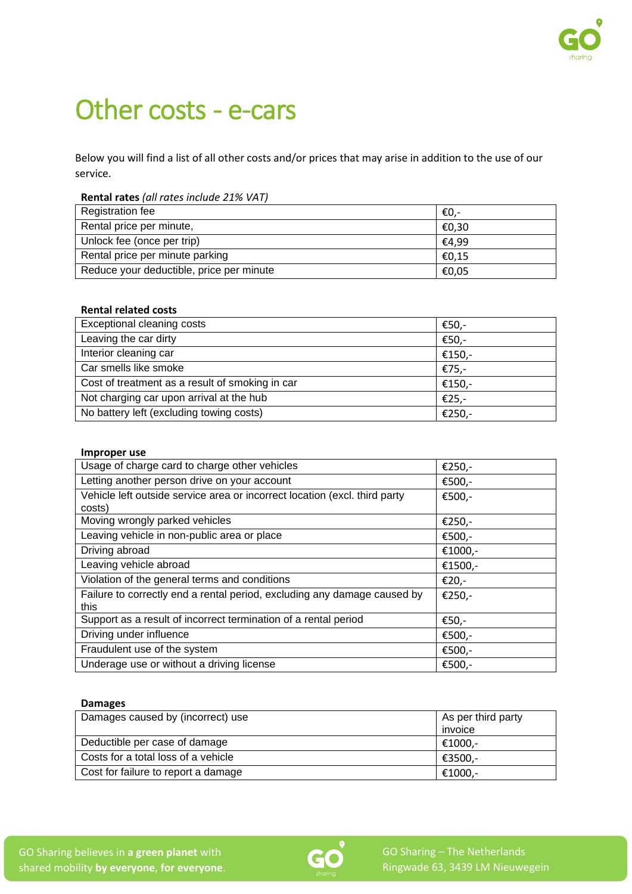# Other costs - e-cars

Below you will find a list of all other costs and/or prices that may arise in addition to the use of our service.

**Rental rates** *(all rates include 21% VAT)*

| | |
|---|---|
| Registration fee | €0,- |
| Rental price per minute, | €0,30 |
| Unlock fee (once per trip) | €4,99 |
| Rental price per minute parking | €0,15 |
| Reduce your deductible, price per minute | €0,05 |

**Rental related costs**

| | |
|---|---|
| Exceptional cleaning costs | €50,- |
| Leaving the car dirty | €50,- |
| Interior cleaning car | €150,- |
| Car smells like smoke | €75,- |
| Cost of treatment as a result of smoking in car | €150,- |
| Not charging car upon arrival at the hub | €25,- |
| No battery left (excluding towing costs) | €250,- |

**Improper use**

| | |
|---|---|
| Usage of charge card to charge other vehicles | €250,- |
| Letting another person drive on your account | €500,- |
| Vehicle left outside service area or incorrect location (excl. third party costs) | €500,- |
| Moving wrongly parked vehicles | €250,- |
| Leaving vehicle in non-public area or place | €500,- |
| Driving abroad | €1000,- |
| Leaving vehicle abroad | €1500,- |
| Violation of the general terms and conditions | €20,- |
| Failure to correctly end a rental period, excluding any damage caused by this | €250,- |
| Support as a result of incorrect termination of a rental period | €50,- |
| Driving under influence | €500,- |
| Fraudulent use of the system | €500,- |
| Underage use or without a driving license | €500,- |

**Damages**

| | |
|---|---|
| Damages caused by (incorrect) use | As per third party invoice |
| Deductible per case of damage | €1000,- |
| Costs for a total loss of a vehicle | €3500,- |
| Cost for failure to report a damage | €1000,- |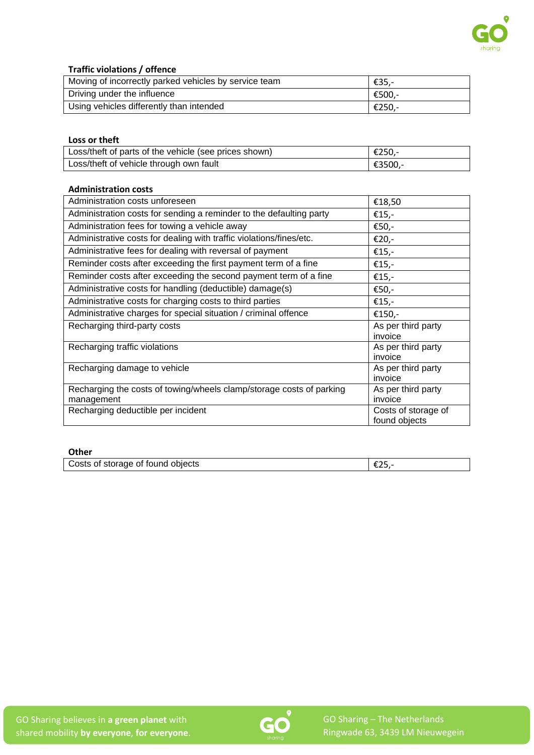**Traffic violations / offence**

| | |
|---|---|
| Moving of incorrectly parked vehicles by service team | €35,- |
| Driving under the influence | €500,- |
| Using vehicles differently than intended | €250,- |

**Loss or theft**

| | |
|---|---|
| Loss/theft of parts of the vehicle (see prices shown) | €250,- |
| Loss/theft of vehicle through own fault | €3500,- |

**Administration costs**

| | |
|---|---|
| Administration costs unforeseen | €18,50 |
| Administration costs for sending a reminder to the defaulting party | €15,- |
| Administration fees for towing a vehicle away | €50,- |
| Administrative costs for dealing with traffic violations/fines/etc. | €20,- |
| Administrative fees for dealing with reversal of payment | €15,- |
| Reminder costs after exceeding the first payment term of a fine | €15,- |
| Reminder costs after exceeding the second payment term of a fine | €15,- |
| Administrative costs for handling (deductible) damage(s) | €50,- |
| Administrative costs for charging costs to third parties | €15,- |
| Administrative charges for special situation / criminal offence | €150,- |
| Recharging third-party costs | As per third party invoice |
| Recharging traffic violations | As per third party invoice |
| Recharging damage to vehicle | As per third party invoice |
| Recharging the costs of towing/wheels clamp/storage costs of parking management | As per third party invoice |
| Recharging deductible per incident | Costs of storage of found objects |

**Other**

| | |
|---|---|
| Costs of storage of found objects | €25,- |

GO Sharing believes in **a green planet** with shared mobility **by everyone**, **for everyone**.

GO Sharing – The Netherlands
Ringwade 63, 3439 LM Nieuwegein